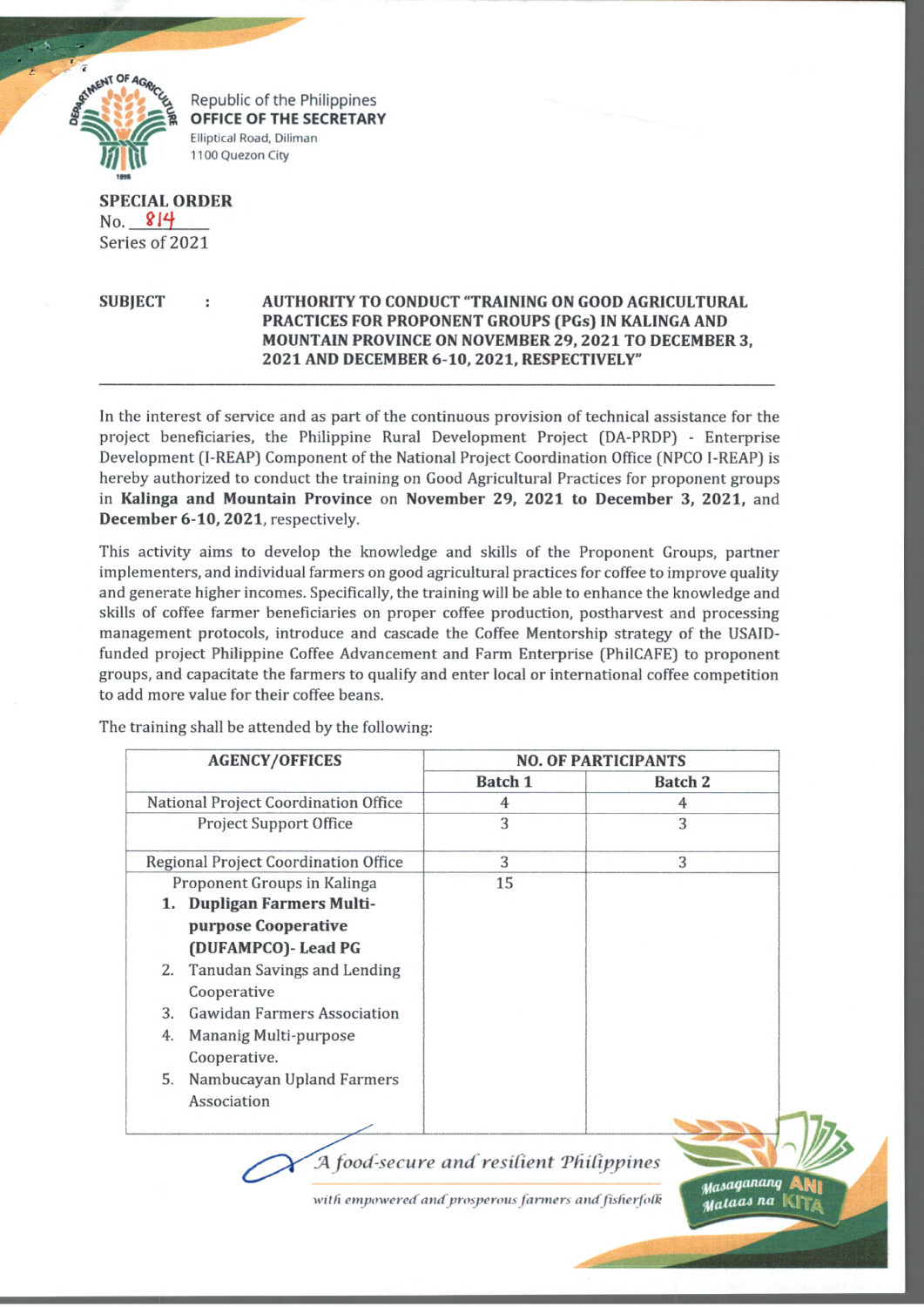Republic of the Philippines
**OFFICE OF THE SECRETARY**
Elliptical Road, Diliman
1100 Quezon City

**SPECIAL ORDER**
No. 814
Series of 2021

**SUBJECT : AUTHORITY TO CONDUCT "TRAINING ON GOOD AGRICULTURAL PRACTICES FOR PROPONENT GROUPS (PGs) IN KALINGA AND MOUNTAIN PROVINCE ON NOVEMBER 29, 2021 TO DECEMBER 3, 2021 AND DECEMBER 6-10, 2021, RESPECTIVELY"**

In the interest of service and as part of the continuous provision of technical assistance for the project beneficiaries, the Philippine Rural Development Project (DA-PRDP) - Enterprise Development (I-REAP) Component of the National Project Coordination Office (NPCO I-REAP) is hereby authorized to conduct the training on Good Agricultural Practices for proponent groups in **Kalinga and Mountain Province** on **November 29, 2021 to December 3, 2021,** and **December 6-10, 2021**, respectively.

This activity aims to develop the knowledge and skills of the Proponent Groups, partner implementers, and individual farmers on good agricultural practices for coffee to improve quality and generate higher incomes. Specifically, the training will be able to enhance the knowledge and skills of coffee farmer beneficiaries on proper coffee production, postharvest and processing management protocols, introduce and cascade the Coffee Mentorship strategy of the USAID-funded project Philippine Coffee Advancement and Farm Enterprise (PhilCAFE) to proponent groups, and capacitate the farmers to qualify and enter local or international coffee competition to add more value for their coffee beans.

The training shall be attended by the following:

| AGENCY/OFFICES | NO. OF PARTICIPANTS | |
|---|---|---|
| | Batch 1 | Batch 2 |
| National Project Coordination Office | 4 | 4 |
| Project Support Office | 3 | 3 |
| Regional Project Coordination Office | 3 | 3 |
| Proponent Groups in Kalinga<br>1. **Dupligan Farmers Multi-purpose Cooperative (DUFAMPCO)- Lead PG**<br>2. Tanudan Savings and Lending Cooperative<br>3. Gawidan Farmers Association<br>4. Mananig Multi-purpose Cooperative.<br>5. Nambucayan Upland Farmers Association | 15 | |

*A food-secure and resilient Philippines*
*with empowered and prosperous farmers and fisherfolk*

Masaganang ANI Mataas na KITA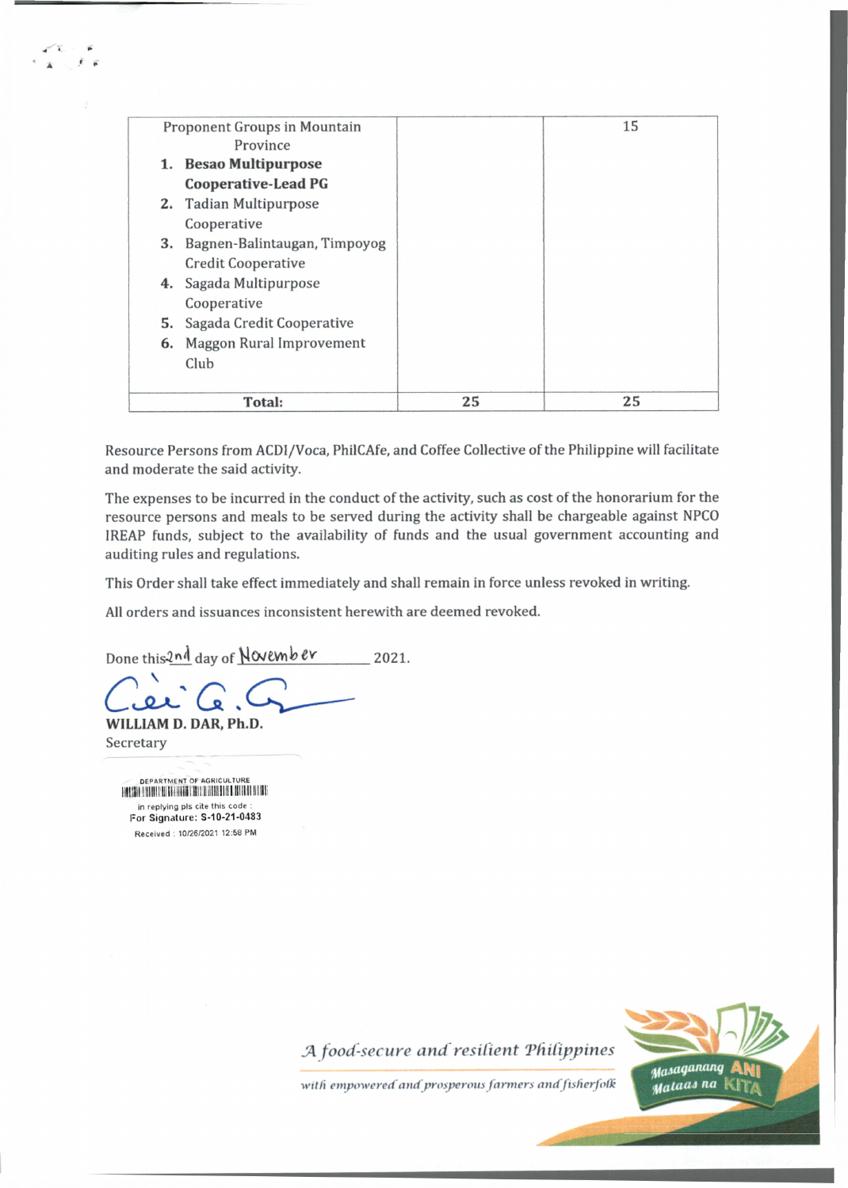| | | |
|---|---|---|
| Proponent Groups in Mountain Province<br>1. **Besao Multipurpose Cooperative-Lead PG**<br>2. Tadian Multipurpose Cooperative<br>3. Bagnen-Balintaugan, Timpoyog Credit Cooperative<br>4. Sagada Multipurpose Cooperative<br>5. Sagada Credit Cooperative<br>6. Maggon Rural Improvement Club | | 15 |
| **Total:** | **25** | **25** |

Resource Persons from ACDI/Voca, PhilCAFe, and Coffee Collective of the Philippine will facilitate and moderate the said activity.

The expenses to be incurred in the conduct of the activity, such as cost of the honorarium for the resource persons and meals to be served during the activity shall be chargeable against NPCO IREAP funds, subject to the availability of funds and the usual government accounting and auditing rules and regulations.

This Order shall take effect immediately and shall remain in force unless revoked in writing.

All orders and issuances inconsistent herewith are deemed revoked.

Done this 2nd day of November 2021.

**WILLIAM D. DAR, Ph.D.**
Secretary

DEPARTMENT OF AGRICULTURE
in replying pls cite this code :
For Signature: S-10-21-0483
Received : 10/26/2021 12:58 PM

*A food-secure and resilient Philippines*
*with empowered and prosperous farmers and fisherfolk*

Masaganang ANI Mataas na KITA